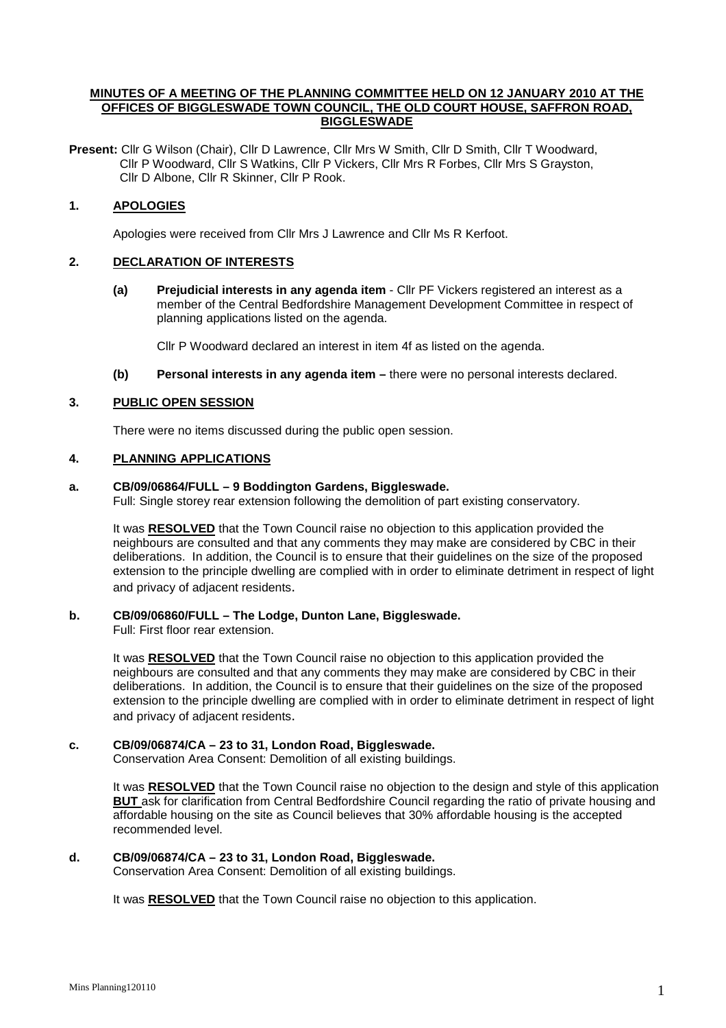**MINUTES OF A MEETING OF THE PLANNING COMMITTEE HELD ON 12 JANUARY 2010 AT THE OFFICES OF BIGGLESWADE TOWN COUNCIL, THE OLD COURT HOUSE, SAFFRON ROAD, BIGGLESWADE**

**Present:** Cllr G Wilson (Chair), Cllr D Lawrence, Cllr Mrs W Smith, Cllr D Smith, Cllr T Woodward, Cllr P Woodward, Cllr S Watkins, Cllr P Vickers, Cllr Mrs R Forbes, Cllr Mrs S Grayston, Cllr D Albone, Cllr R Skinner, Cllr P Rook.

## 1. APOLOGIES

Apologies were received from Cllr Mrs J Lawrence and Cllr Ms R Kerfoot.

## 2. DECLARATION OF INTERESTS

**(a) Prejudicial interests in any agenda item** - Cllr PF Vickers registered an interest as a member of the Central Bedfordshire Management Development Committee in respect of planning applications listed on the agenda.

Cllr P Woodward declared an interest in item 4f as listed on the agenda.

**(b) Personal interests in any agenda item –** there were no personal interests declared.

## 3. PUBLIC OPEN SESSION

There were no items discussed during the public open session.

## 4. PLANNING APPLICATIONS

**a. CB/09/06864/FULL – 9 Boddington Gardens, Biggleswade.**

Full: Single storey rear extension following the demolition of part existing conservatory.

It was **RESOLVED** that the Town Council raise no objection to this application provided the neighbours are consulted and that any comments they may make are considered by CBC in their deliberations. In addition, the Council is to ensure that their guidelines on the size of the proposed extension to the principle dwelling are complied with in order to eliminate detriment in respect of light and privacy of adjacent residents.

**b. CB/09/06860/FULL – The Lodge, Dunton Lane, Biggleswade.**

Full: First floor rear extension.

It was **RESOLVED** that the Town Council raise no objection to this application provided the neighbours are consulted and that any comments they may make are considered by CBC in their deliberations. In addition, the Council is to ensure that their guidelines on the size of the proposed extension to the principle dwelling are complied with in order to eliminate detriment in respect of light and privacy of adjacent residents.

**c. CB/09/06874/CA – 23 to 31, London Road, Biggleswade.**

Conservation Area Consent: Demolition of all existing buildings.

It was **RESOLVED** that the Town Council raise no objection to the design and style of this application **BUT** ask for clarification from Central Bedfordshire Council regarding the ratio of private housing and affordable housing on the site as Council believes that 30% affordable housing is the accepted recommended level.

**d. CB/09/06874/CA – 23 to 31, London Road, Biggleswade.**

Conservation Area Consent: Demolition of all existing buildings.

It was **RESOLVED** that the Town Council raise no objection to this application.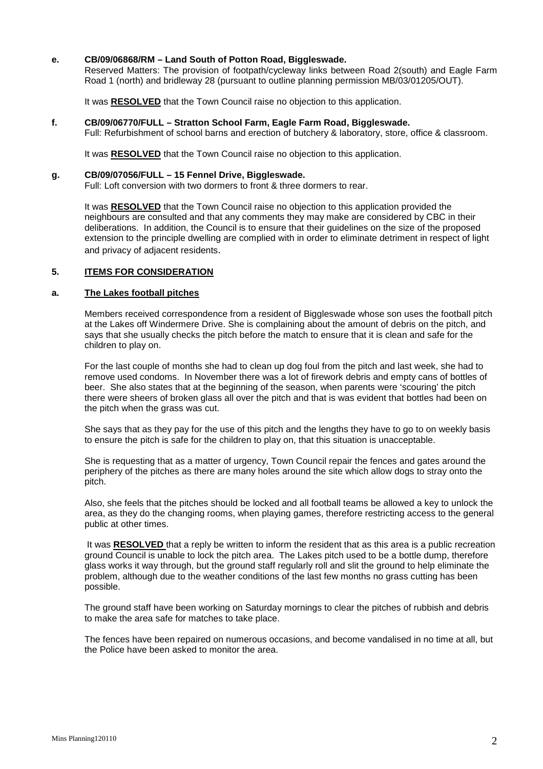**e. CB/09/06868/RM – Land South of Potton Road, Biggleswade.**

Reserved Matters: The provision of footpath/cycleway links between Road 2(south) and Eagle Farm Road 1 (north) and bridleway 28 (pursuant to outline planning permission MB/03/01205/OUT).

It was **RESOLVED** that the Town Council raise no objection to this application.

**f. CB/09/06770/FULL – Stratton School Farm, Eagle Farm Road, Biggleswade.**

Full: Refurbishment of school barns and erection of butchery & laboratory, store, office & classroom.

It was **RESOLVED** that the Town Council raise no objection to this application.

**g. CB/09/07056/FULL – 15 Fennel Drive, Biggleswade.**

Full: Loft conversion with two dormers to front & three dormers to rear.

It was **RESOLVED** that the Town Council raise no objection to this application provided the neighbours are consulted and that any comments they may make are considered by CBC in their deliberations. In addition, the Council is to ensure that their guidelines on the size of the proposed extension to the principle dwelling are complied with in order to eliminate detriment in respect of light and privacy of adjacent residents.

## 5. ITEMS FOR CONSIDERATION

### a. The Lakes football pitches

Members received correspondence from a resident of Biggleswade whose son uses the football pitch at the Lakes off Windermere Drive. She is complaining about the amount of debris on the pitch, and says that she usually checks the pitch before the match to ensure that it is clean and safe for the children to play on.

For the last couple of months she had to clean up dog foul from the pitch and last week, she had to remove used condoms. In November there was a lot of firework debris and empty cans of bottles of beer. She also states that at the beginning of the season, when parents were 'scouring' the pitch there were sheers of broken glass all over the pitch and that is was evident that bottles had been on the pitch when the grass was cut.

She says that as they pay for the use of this pitch and the lengths they have to go to on weekly basis to ensure the pitch is safe for the children to play on, that this situation is unacceptable.

She is requesting that as a matter of urgency, Town Council repair the fences and gates around the periphery of the pitches as there are many holes around the site which allow dogs to stray onto the pitch.

Also, she feels that the pitches should be locked and all football teams be allowed a key to unlock the area, as they do the changing rooms, when playing games, therefore restricting access to the general public at other times.

It was **RESOLVED** that a reply be written to inform the resident that as this area is a public recreation ground Council is unable to lock the pitch area. The Lakes pitch used to be a bottle dump, therefore glass works it way through, but the ground staff regularly roll and slit the ground to help eliminate the problem, although due to the weather conditions of the last few months no grass cutting has been possible.

The ground staff have been working on Saturday mornings to clear the pitches of rubbish and debris to make the area safe for matches to take place.

The fences have been repaired on numerous occasions, and become vandalised in no time at all, but the Police have been asked to monitor the area.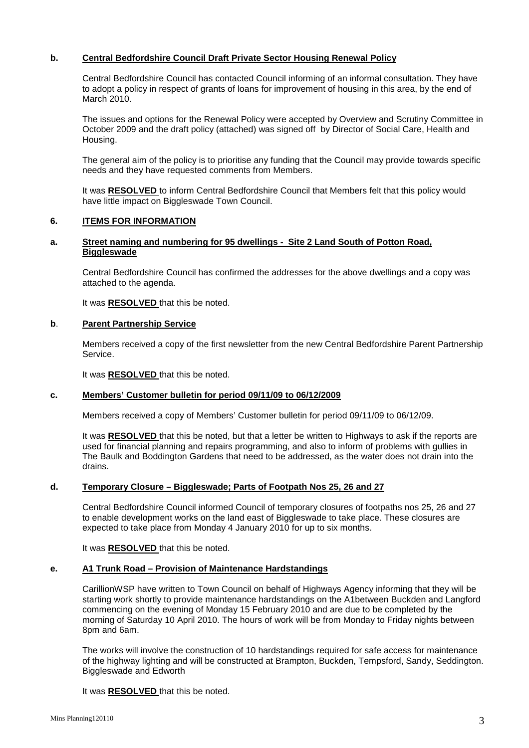**b. Central Bedfordshire Council Draft Private Sector Housing Renewal Policy**

Central Bedfordshire Council has contacted Council informing of an informal consultation. They have to adopt a policy in respect of grants of loans for improvement of housing in this area, by the end of March 2010.

The issues and options for the Renewal Policy were accepted by Overview and Scrutiny Committee in October 2009 and the draft policy (attached) was signed off by Director of Social Care, Health and Housing.

The general aim of the policy is to prioritise any funding that the Council may provide towards specific needs and they have requested comments from Members.

It was **RESOLVED** to inform Central Bedfordshire Council that Members felt that this policy would have little impact on Biggleswade Town Council.

## 6. ITEMS FOR INFORMATION

**a. Street naming and numbering for 95 dwellings - Site 2 Land South of Potton Road, Biggleswade**

Central Bedfordshire Council has confirmed the addresses for the above dwellings and a copy was attached to the agenda.

It was **RESOLVED** that this be noted.

**b. Parent Partnership Service**

Members received a copy of the first newsletter from the new Central Bedfordshire Parent Partnership Service.

It was **RESOLVED** that this be noted.

**c. Members' Customer bulletin for period 09/11/09 to 06/12/2009**

Members received a copy of Members' Customer bulletin for period 09/11/09 to 06/12/09.

It was **RESOLVED** that this be noted, but that a letter be written to Highways to ask if the reports are used for financial planning and repairs programming, and also to inform of problems with gullies in The Baulk and Boddington Gardens that need to be addressed, as the water does not drain into the drains.

**d. Temporary Closure – Biggleswade; Parts of Footpath Nos 25, 26 and 27**

Central Bedfordshire Council informed Council of temporary closures of footpaths nos 25, 26 and 27 to enable development works on the land east of Biggleswade to take place. These closures are expected to take place from Monday 4 January 2010 for up to six months.

It was **RESOLVED** that this be noted.

**e. A1 Trunk Road – Provision of Maintenance Hardstandings**

CarillionWSP have written to Town Council on behalf of Highways Agency informing that they will be starting work shortly to provide maintenance hardstandings on the A1between Buckden and Langford commencing on the evening of Monday 15 February 2010 and are due to be completed by the morning of Saturday 10 April 2010. The hours of work will be from Monday to Friday nights between 8pm and 6am.

The works will involve the construction of 10 hardstandings required for safe access for maintenance of the highway lighting and will be constructed at Brampton, Buckden, Tempsford, Sandy, Seddington. Biggleswade and Edworth

It was **RESOLVED** that this be noted.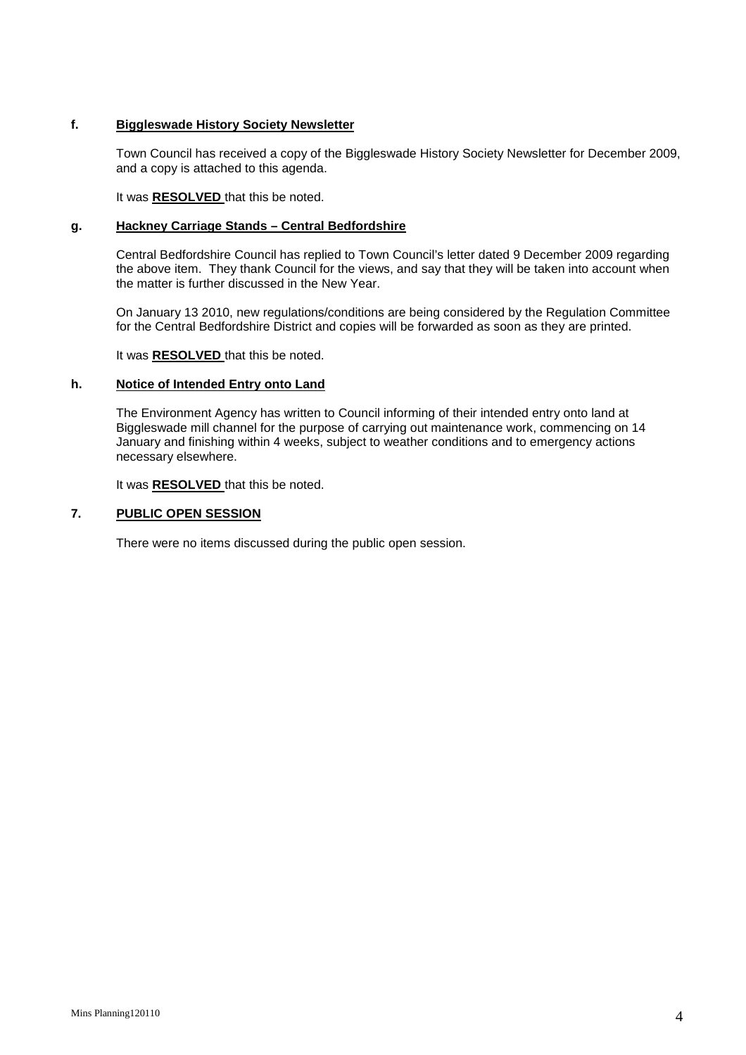**f. Biggleswade History Society Newsletter**

Town Council has received a copy of the Biggleswade History Society Newsletter for December 2009, and a copy is attached to this agenda.

It was **RESOLVED** that this be noted.

**g. Hackney Carriage Stands – Central Bedfordshire**

Central Bedfordshire Council has replied to Town Council's letter dated 9 December 2009 regarding the above item. They thank Council for the views, and say that they will be taken into account when the matter is further discussed in the New Year.

On January 13 2010, new regulations/conditions are being considered by the Regulation Committee for the Central Bedfordshire District and copies will be forwarded as soon as they are printed.

It was **RESOLVED** that this be noted.

**h. Notice of Intended Entry onto Land**

The Environment Agency has written to Council informing of their intended entry onto land at Biggleswade mill channel for the purpose of carrying out maintenance work, commencing on 14 January and finishing within 4 weeks, subject to weather conditions and to emergency actions necessary elsewhere.

It was **RESOLVED** that this be noted.

## 7. PUBLIC OPEN SESSION

There were no items discussed during the public open session.